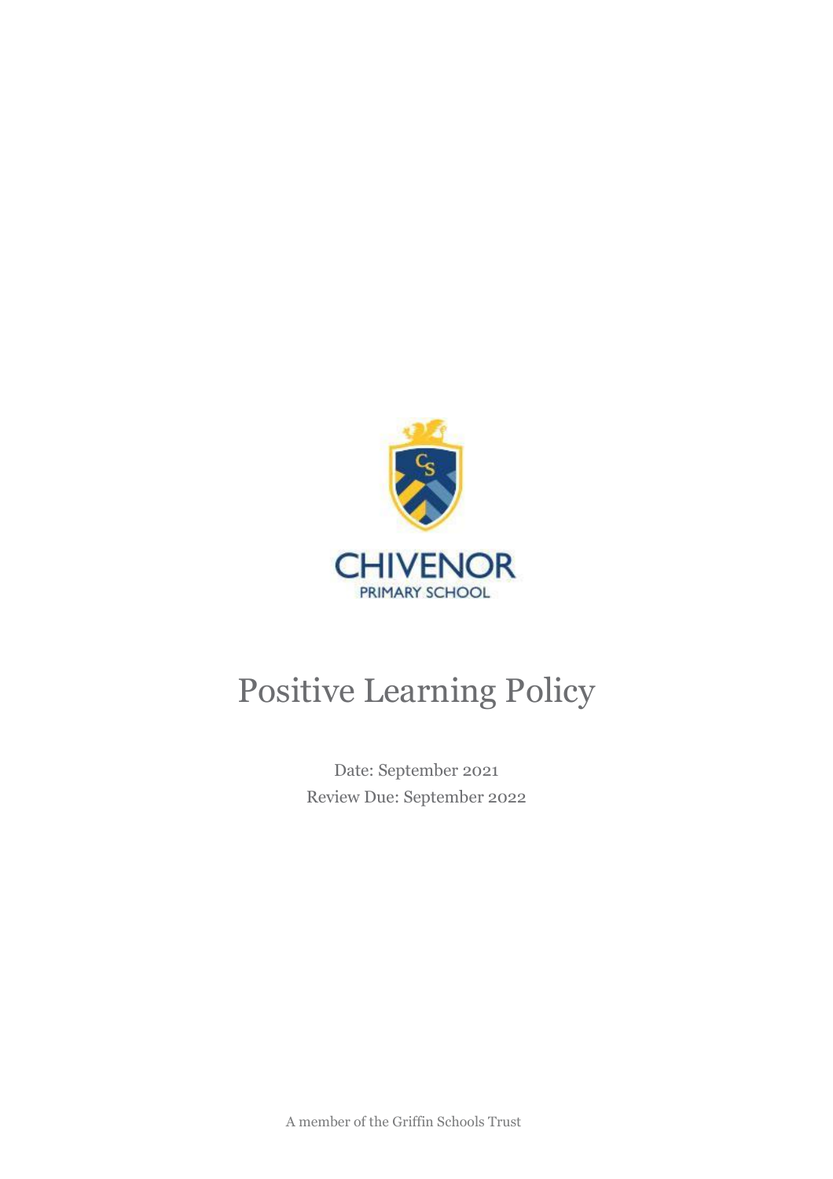CHIVENOR
PRIMARY SCHOOL

# Positive Learning Policy

Date: September 2021
Review Due: September 2022

A member of the Griffin Schools Trust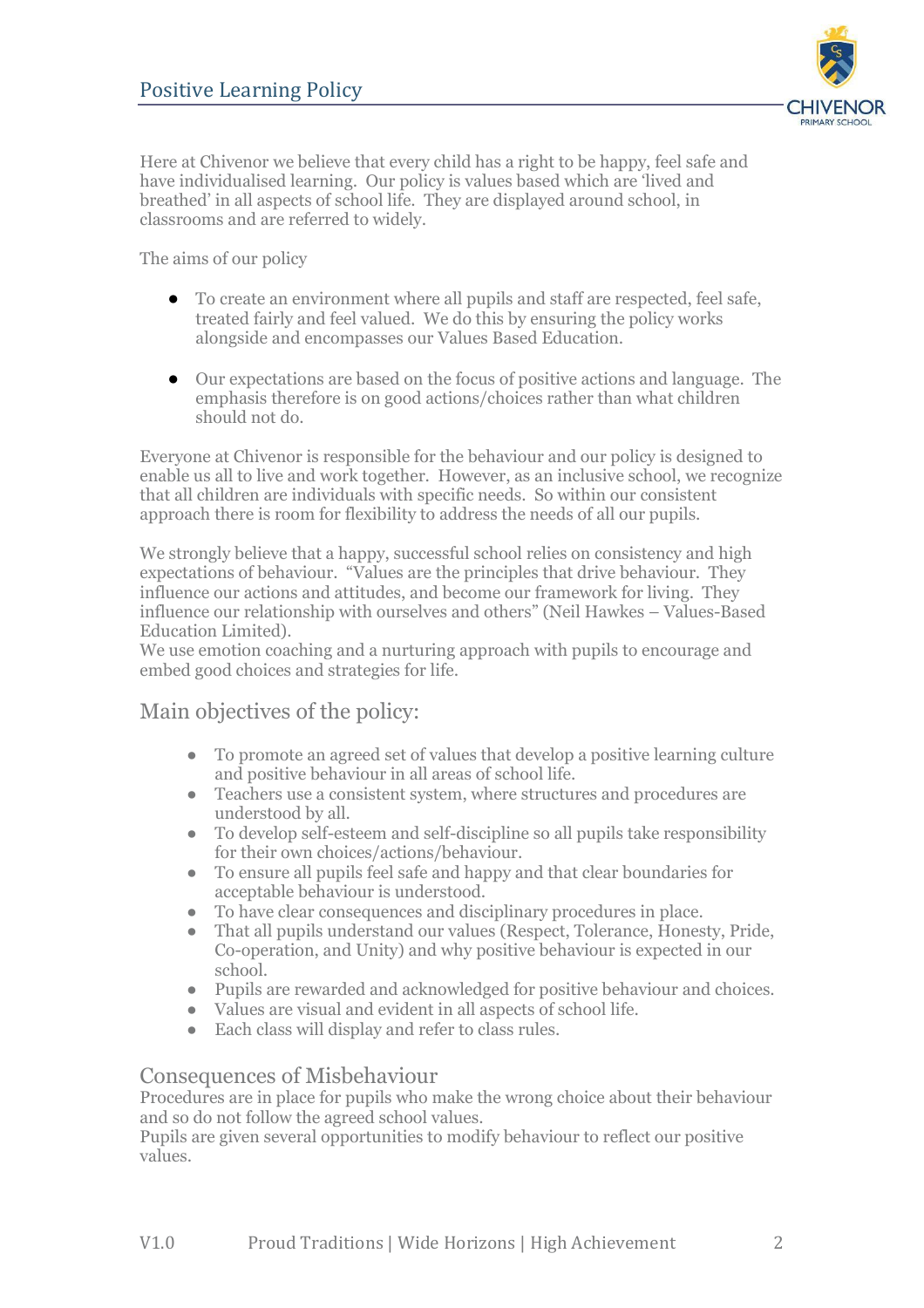Here at Chivenor we believe that every child has a right to be happy, feel safe and have individualised learning. Our policy is values based which are 'lived and breathed' in all aspects of school life. They are displayed around school, in classrooms and are referred to widely.

The aims of our policy

- To create an environment where all pupils and staff are respected, feel safe, treated fairly and feel valued. We do this by ensuring the policy works alongside and encompasses our Values Based Education.

- Our expectations are based on the focus of positive actions and language. The emphasis therefore is on good actions/choices rather than what children should not do.

Everyone at Chivenor is responsible for the behaviour and our policy is designed to enable us all to live and work together. However, as an inclusive school, we recognize that all children are individuals with specific needs. So within our consistent approach there is room for flexibility to address the needs of all our pupils.

We strongly believe that a happy, successful school relies on consistency and high expectations of behaviour. "Values are the principles that drive behaviour. They influence our actions and attitudes, and become our framework for living. They influence our relationship with ourselves and others" (Neil Hawkes – Values-Based Education Limited).
We use emotion coaching and a nurturing approach with pupils to encourage and embed good choices and strategies for life.

## Main objectives of the policy:

- To promote an agreed set of values that develop a positive learning culture and positive behaviour in all areas of school life.
- Teachers use a consistent system, where structures and procedures are understood by all.
- To develop self-esteem and self-discipline so all pupils take responsibility for their own choices/actions/behaviour.
- To ensure all pupils feel safe and happy and that clear boundaries for acceptable behaviour is understood.
- To have clear consequences and disciplinary procedures in place.
- That all pupils understand our values (Respect, Tolerance, Honesty, Pride, Co-operation, and Unity) and why positive behaviour is expected in our school.
- Pupils are rewarded and acknowledged for positive behaviour and choices.
- Values are visual and evident in all aspects of school life.
- Each class will display and refer to class rules.

## Consequences of Misbehaviour

Procedures are in place for pupils who make the wrong choice about their behaviour and so do not follow the agreed school values.
Pupils are given several opportunities to modify behaviour to reflect our positive values.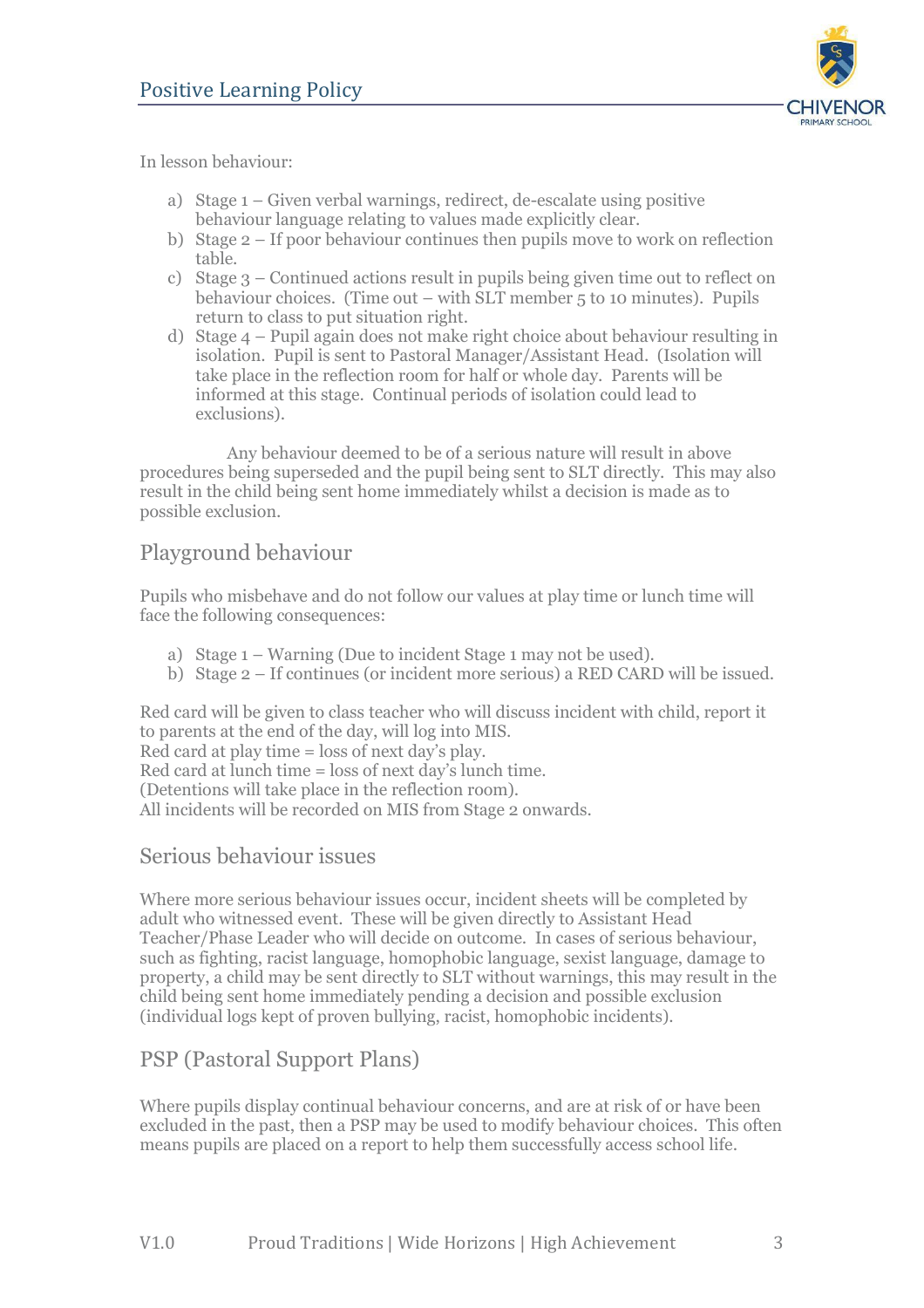In lesson behaviour:

a) Stage 1 – Given verbal warnings, redirect, de-escalate using positive behaviour language relating to values made explicitly clear.
b) Stage 2 – If poor behaviour continues then pupils move to work on reflection table.
c) Stage 3 – Continued actions result in pupils being given time out to reflect on behaviour choices. (Time out – with SLT member 5 to 10 minutes). Pupils return to class to put situation right.
d) Stage 4 – Pupil again does not make right choice about behaviour resulting in isolation. Pupil is sent to Pastoral Manager/Assistant Head. (Isolation will take place in the reflection room for half or whole day. Parents will be informed at this stage. Continual periods of isolation could lead to exclusions).

Any behaviour deemed to be of a serious nature will result in above procedures being superseded and the pupil being sent to SLT directly. This may also result in the child being sent home immediately whilst a decision is made as to possible exclusion.

## Playground behaviour

Pupils who misbehave and do not follow our values at play time or lunch time will face the following consequences:

a) Stage 1 – Warning (Due to incident Stage 1 may not be used).
b) Stage 2 – If continues (or incident more serious) a RED CARD will be issued.

Red card will be given to class teacher who will discuss incident with child, report it to parents at the end of the day, will log into MIS.
Red card at play time = loss of next day's play.
Red card at lunch time = loss of next day's lunch time.
(Detentions will take place in the reflection room).
All incidents will be recorded on MIS from Stage 2 onwards.

## Serious behaviour issues

Where more serious behaviour issues occur, incident sheets will be completed by adult who witnessed event. These will be given directly to Assistant Head Teacher/Phase Leader who will decide on outcome. In cases of serious behaviour, such as fighting, racist language, homophobic language, sexist language, damage to property, a child may be sent directly to SLT without warnings, this may result in the child being sent home immediately pending a decision and possible exclusion (individual logs kept of proven bullying, racist, homophobic incidents).

## PSP (Pastoral Support Plans)

Where pupils display continual behaviour concerns, and are at risk of or have been excluded in the past, then a PSP may be used to modify behaviour choices. This often means pupils are placed on a report to help them successfully access school life.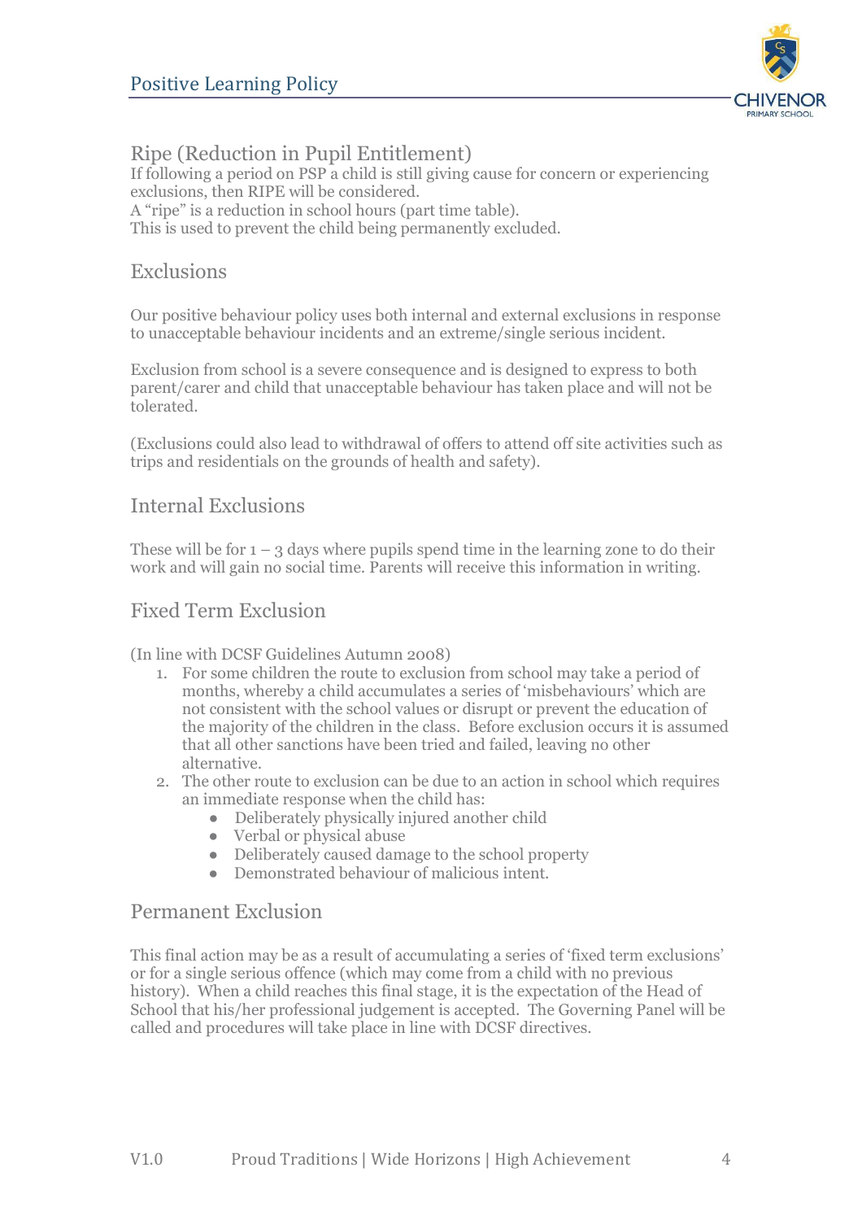## Ripe (Reduction in Pupil Entitlement)

If following a period on PSP a child is still giving cause for concern or experiencing exclusions, then RIPE will be considered.
A "ripe" is a reduction in school hours (part time table).
This is used to prevent the child being permanently excluded.

## Exclusions

Our positive behaviour policy uses both internal and external exclusions in response to unacceptable behaviour incidents and an extreme/single serious incident.

Exclusion from school is a severe consequence and is designed to express to both parent/carer and child that unacceptable behaviour has taken place and will not be tolerated.

(Exclusions could also lead to withdrawal of offers to attend off site activities such as trips and residentials on the grounds of health and safety).

## Internal Exclusions

These will be for 1 – 3 days where pupils spend time in the learning zone to do their work and will gain no social time. Parents will receive this information in writing.

## Fixed Term Exclusion

(In line with DCSF Guidelines Autumn 2008)

1. For some children the route to exclusion from school may take a period of months, whereby a child accumulates a series of 'misbehaviours' which are not consistent with the school values or disrupt or prevent the education of the majority of the children in the class. Before exclusion occurs it is assumed that all other sanctions have been tried and failed, leaving no other alternative.
2. The other route to exclusion can be due to an action in school which requires an immediate response when the child has:
   - Deliberately physically injured another child
   - Verbal or physical abuse
   - Deliberately caused damage to the school property
   - Demonstrated behaviour of malicious intent.

## Permanent Exclusion

This final action may be as a result of accumulating a series of 'fixed term exclusions' or for a single serious offence (which may come from a child with no previous history). When a child reaches this final stage, it is the expectation of the Head of School that his/her professional judgement is accepted. The Governing Panel will be called and procedures will take place in line with DCSF directives.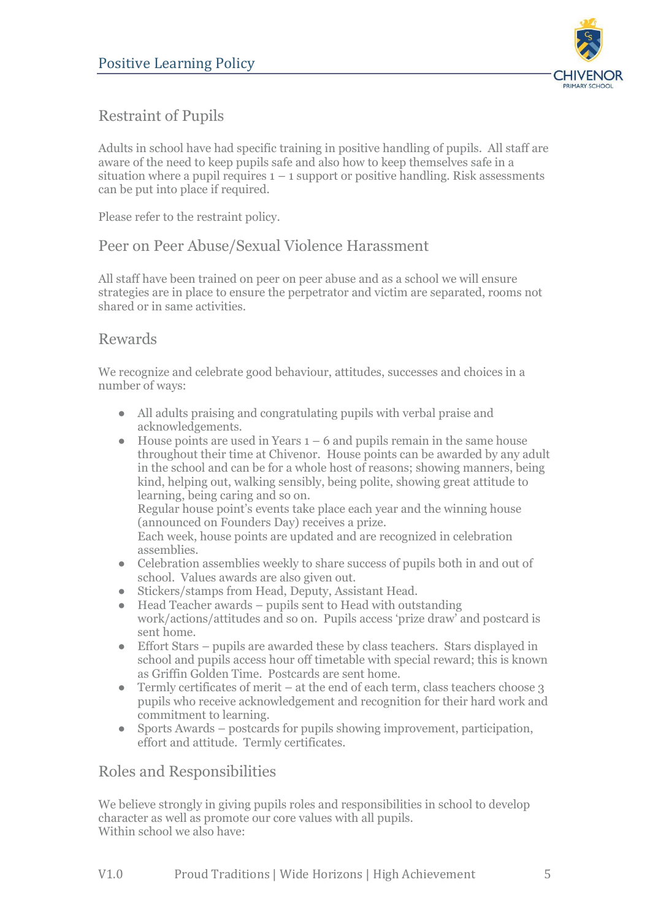## Restraint of Pupils

Adults in school have had specific training in positive handling of pupils. All staff are aware of the need to keep pupils safe and also how to keep themselves safe in a situation where a pupil requires 1 – 1 support or positive handling. Risk assessments can be put into place if required.

Please refer to the restraint policy.

## Peer on Peer Abuse/Sexual Violence Harassment

All staff have been trained on peer on peer abuse and as a school we will ensure strategies are in place to ensure the perpetrator and victim are separated, rooms not shared or in same activities.

## Rewards

We recognize and celebrate good behaviour, attitudes, successes and choices in a number of ways:

- All adults praising and congratulating pupils with verbal praise and acknowledgements.
- House points are used in Years 1 – 6 and pupils remain in the same house throughout their time at Chivenor. House points can be awarded by any adult in the school and can be for a whole host of reasons; showing manners, being kind, helping out, walking sensibly, being polite, showing great attitude to learning, being caring and so on.
  Regular house point's events take place each year and the winning house (announced on Founders Day) receives a prize.
  Each week, house points are updated and are recognized in celebration assemblies.
- Celebration assemblies weekly to share success of pupils both in and out of school. Values awards are also given out.
- Stickers/stamps from Head, Deputy, Assistant Head.
- Head Teacher awards – pupils sent to Head with outstanding work/actions/attitudes and so on. Pupils access 'prize draw' and postcard is sent home.
- Effort Stars – pupils are awarded these by class teachers. Stars displayed in school and pupils access hour off timetable with special reward; this is known as Griffin Golden Time. Postcards are sent home.
- Termly certificates of merit – at the end of each term, class teachers choose 3 pupils who receive acknowledgement and recognition for their hard work and commitment to learning.
- Sports Awards – postcards for pupils showing improvement, participation, effort and attitude. Termly certificates.

## Roles and Responsibilities

We believe strongly in giving pupils roles and responsibilities in school to develop character as well as promote our core values with all pupils.
Within school we also have: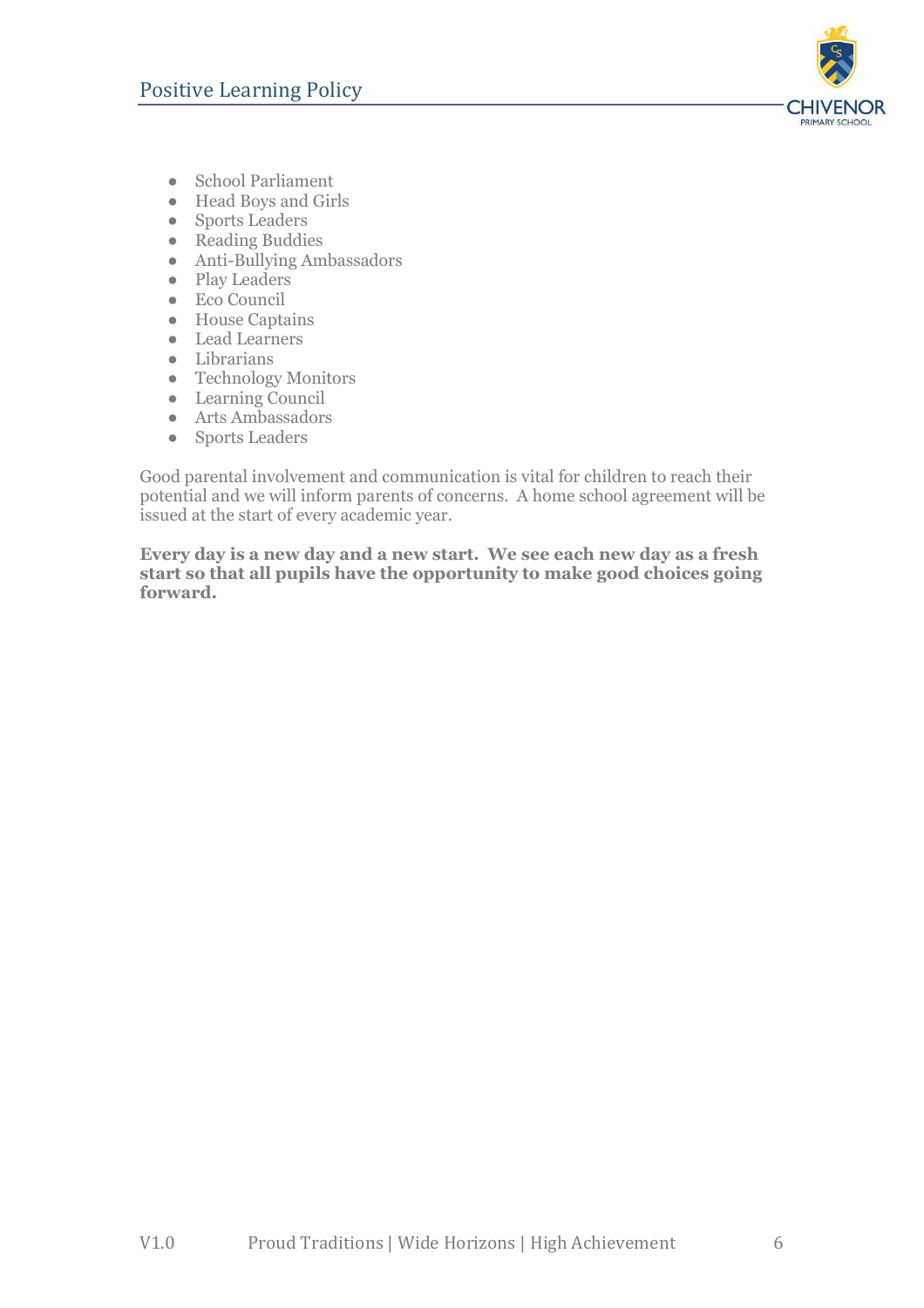- School Parliament
- Head Boys and Girls
- Sports Leaders
- Reading Buddies
- Anti-Bullying Ambassadors
- Play Leaders
- Eco Council
- House Captains
- Lead Learners
- Librarians
- Technology Monitors
- Learning Council
- Arts Ambassadors
- Sports Leaders

Good parental involvement and communication is vital for children to reach their potential and we will inform parents of concerns. A home school agreement will be issued at the start of every academic year.

**Every day is a new day and a new start. We see each new day as a fresh start so that all pupils have the opportunity to make good choices going forward.**